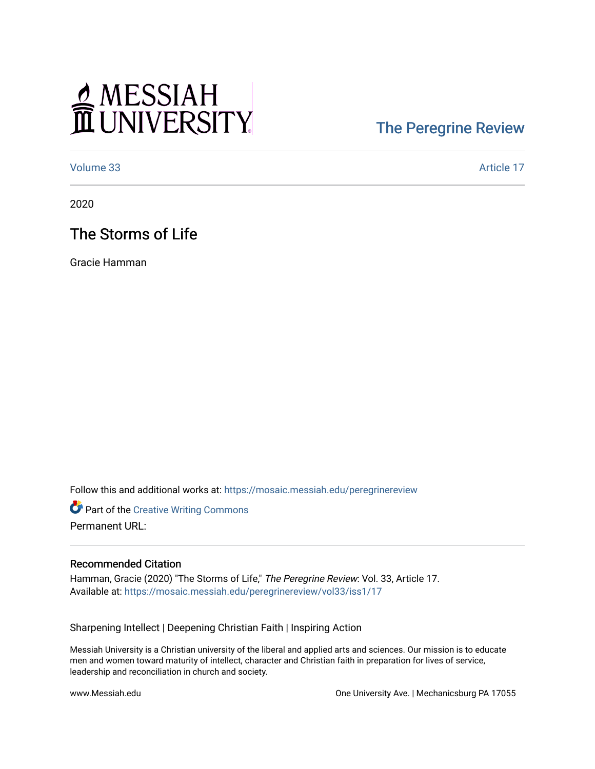MESSIAH UNIVERSITY

The Peregrine Review

Volume 33 Article 17

2020

# The Storms of Life

Gracie Hamman

Follow this and additional works at: https://mosaic.messiah.edu/peregrinereview

Part of the Creative Writing Commons

Permanent URL:

## Recommended Citation

Hamman, Gracie (2020) "The Storms of Life," *The Peregrine Review*: Vol. 33, Article 17.
Available at: https://mosaic.messiah.edu/peregrinereview/vol33/iss1/17

Sharpening Intellect | Deepening Christian Faith | Inspiring Action

Messiah University is a Christian university of the liberal and applied arts and sciences. Our mission is to educate men and women toward maturity of intellect, character and Christian faith in preparation for lives of service, leadership and reconciliation in church and society.

www.Messiah.edu One University Ave. | Mechanicsburg PA 17055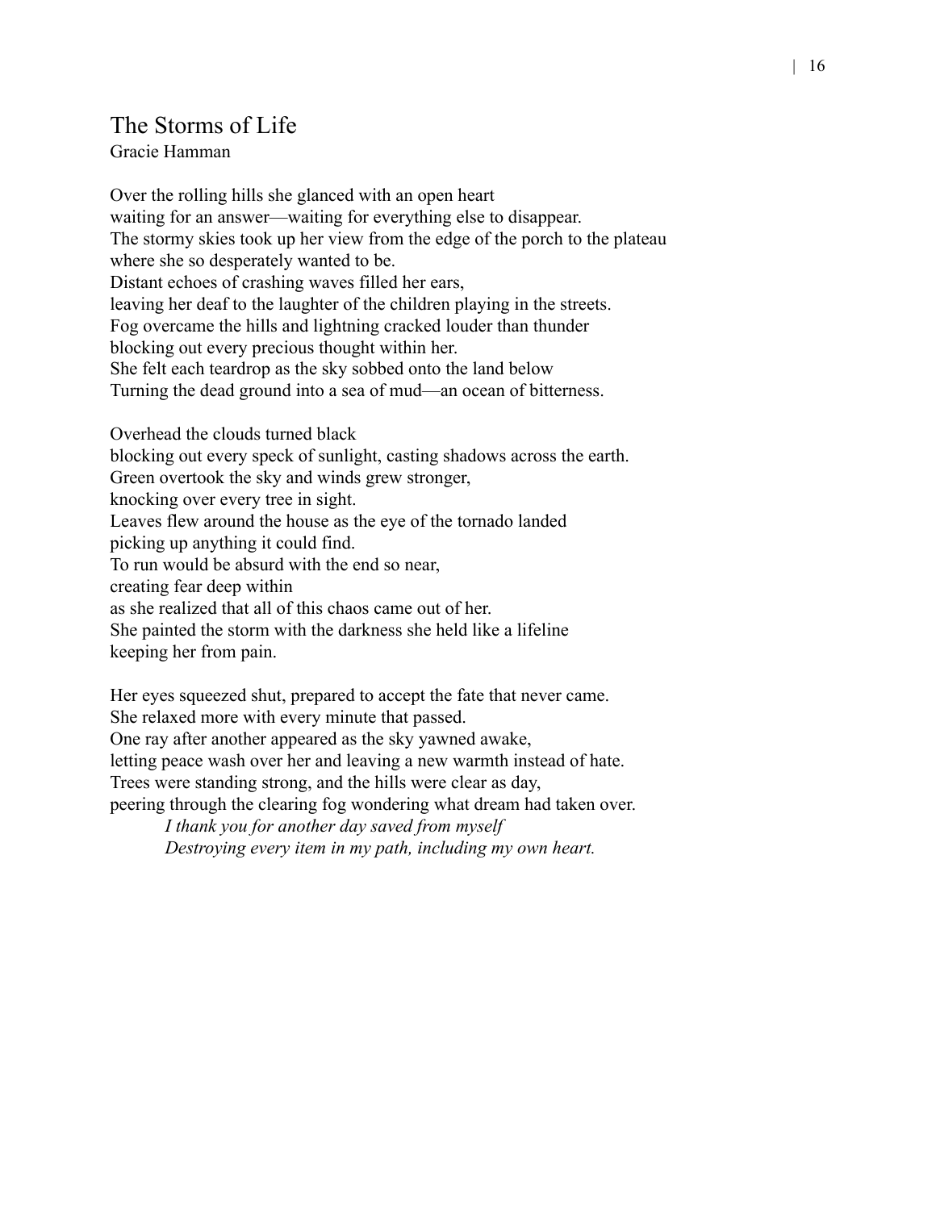# The Storms of Life

Gracie Hamman

Over the rolling hills she glanced with an open heart
waiting for an answer—waiting for everything else to disappear.
The stormy skies took up her view from the edge of the porch to the plateau
where she so desperately wanted to be.
Distant echoes of crashing waves filled her ears,
leaving her deaf to the laughter of the children playing in the streets.
Fog overcame the hills and lightning cracked louder than thunder
blocking out every precious thought within her.
She felt each teardrop as the sky sobbed onto the land below
Turning the dead ground into a sea of mud—an ocean of bitterness.

Overhead the clouds turned black
blocking out every speck of sunlight, casting shadows across the earth.
Green overtook the sky and winds grew stronger,
knocking over every tree in sight.
Leaves flew around the house as the eye of the tornado landed
picking up anything it could find.
To run would be absurd with the end so near,
creating fear deep within
as she realized that all of this chaos came out of her.
She painted the storm with the darkness she held like a lifeline
keeping her from pain.

Her eyes squeezed shut, prepared to accept the fate that never came.
She relaxed more with every minute that passed.
One ray after another appeared as the sky yawned awake,
letting peace wash over her and leaving a new warmth instead of hate.
Trees were standing strong, and the hills were clear as day,
peering through the clearing fog wondering what dream had taken over.

*I thank you for another day saved from myself*
*Destroying every item in my path, including my own heart.*